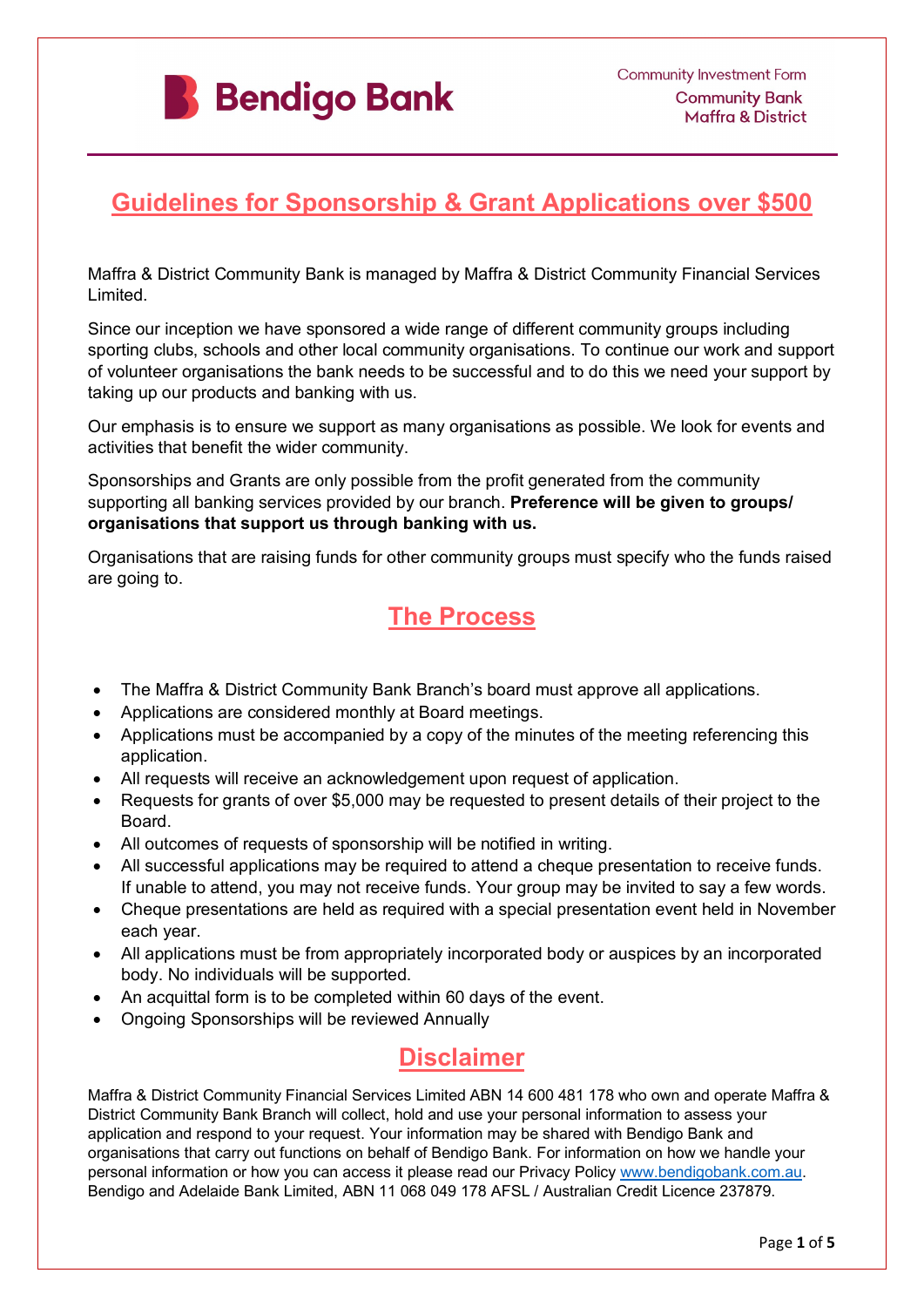Bendigo Bank

Community Investment Form
Community Bank
Maffra & District

# Guidelines for Sponsorship & Grant Applications over $500

Maffra & District Community Bank is managed by Maffra & District Community Financial Services Limited.

Since our inception we have sponsored a wide range of different community groups including sporting clubs, schools and other local community organisations. To continue our work and support of volunteer organisations the bank needs to be successful and to do this we need your support by taking up our products and banking with us.

Our emphasis is to ensure we support as many organisations as possible. We look for events and activities that benefit the wider community.

Sponsorships and Grants are only possible from the profit generated from the community supporting all banking services provided by our branch. **Preference will be given to groups/ organisations that support us through banking with us.**

Organisations that are raising funds for other community groups must specify who the funds raised are going to.

## The Process

- The Maffra & District Community Bank Branch's board must approve all applications.
- Applications are considered monthly at Board meetings.
- Applications must be accompanied by a copy of the minutes of the meeting referencing this application.
- All requests will receive an acknowledgement upon request of application.
- Requests for grants of over $5,000 may be requested to present details of their project to the Board.
- All outcomes of requests of sponsorship will be notified in writing.
- All successful applications may be required to attend a cheque presentation to receive funds. If unable to attend, you may not receive funds. Your group may be invited to say a few words.
- Cheque presentations are held as required with a special presentation event held in November each year.
- All applications must be from appropriately incorporated body or auspices by an incorporated body. No individuals will be supported.
- An acquittal form is to be completed within 60 days of the event.
- Ongoing Sponsorships will be reviewed Annually

## Disclaimer

Maffra & District Community Financial Services Limited ABN 14 600 481 178 who own and operate Maffra & District Community Bank Branch will collect, hold and use your personal information to assess your application and respond to your request. Your information may be shared with Bendigo Bank and organisations that carry out functions on behalf of Bendigo Bank. For information on how we handle your personal information or how you can access it please read our Privacy Policy www.bendigobank.com.au. Bendigo and Adelaide Bank Limited, ABN 11 068 049 178 AFSL / Australian Credit Licence 237879.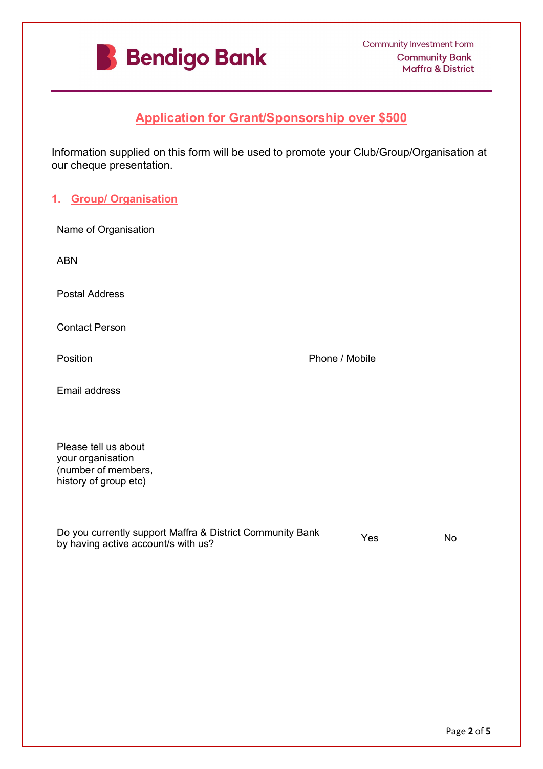Bendigo Bank

Community Investment Form
Community Bank
Maffra & District

## Application for Grant/Sponsorship over $500

Information supplied on this form will be used to promote your Club/Group/Organisation at our cheque presentation.

### 1. Group/ Organisation

Name of Organisation

ABN

Postal Address

Contact Person

Position

Phone / Mobile

Email address

Please tell us about your organisation (number of members, history of group etc)

Do you currently support Maffra & District Community Bank by having active account/s with us?

Yes

No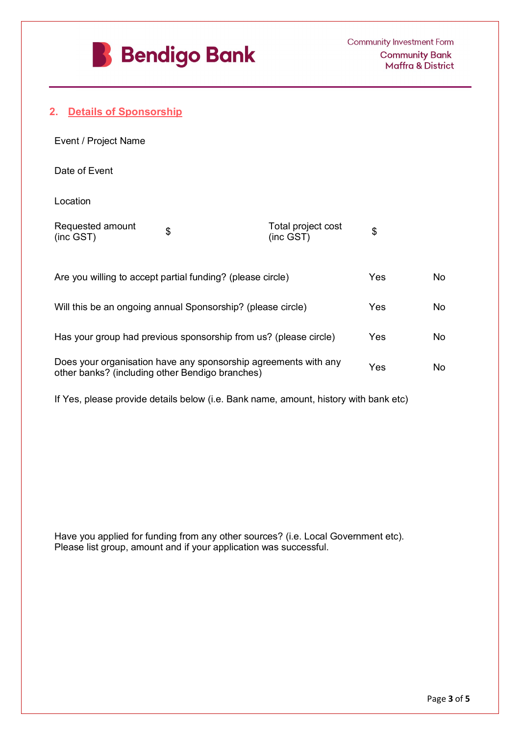## 2. Details of Sponsorship

Event / Project Name

Date of Event

Location

| Requested amount (inc GST) | $ | Total project cost (inc GST) | $ |
|---|---|---|---|

| | | |
|---|---|---|
| Are you willing to accept partial funding? (please circle) | Yes | No |
| Will this be an ongoing annual Sponsorship? (please circle) | Yes | No |
| Has your group had previous sponsorship from us? (please circle) | Yes | No |
| Does your organisation have any sponsorship agreements with any other banks? (including other Bendigo branches) | Yes | No |

If Yes, please provide details below (i.e. Bank name, amount, history with bank etc)

Have you applied for funding from any other sources? (i.e. Local Government etc). Please list group, amount and if your application was successful.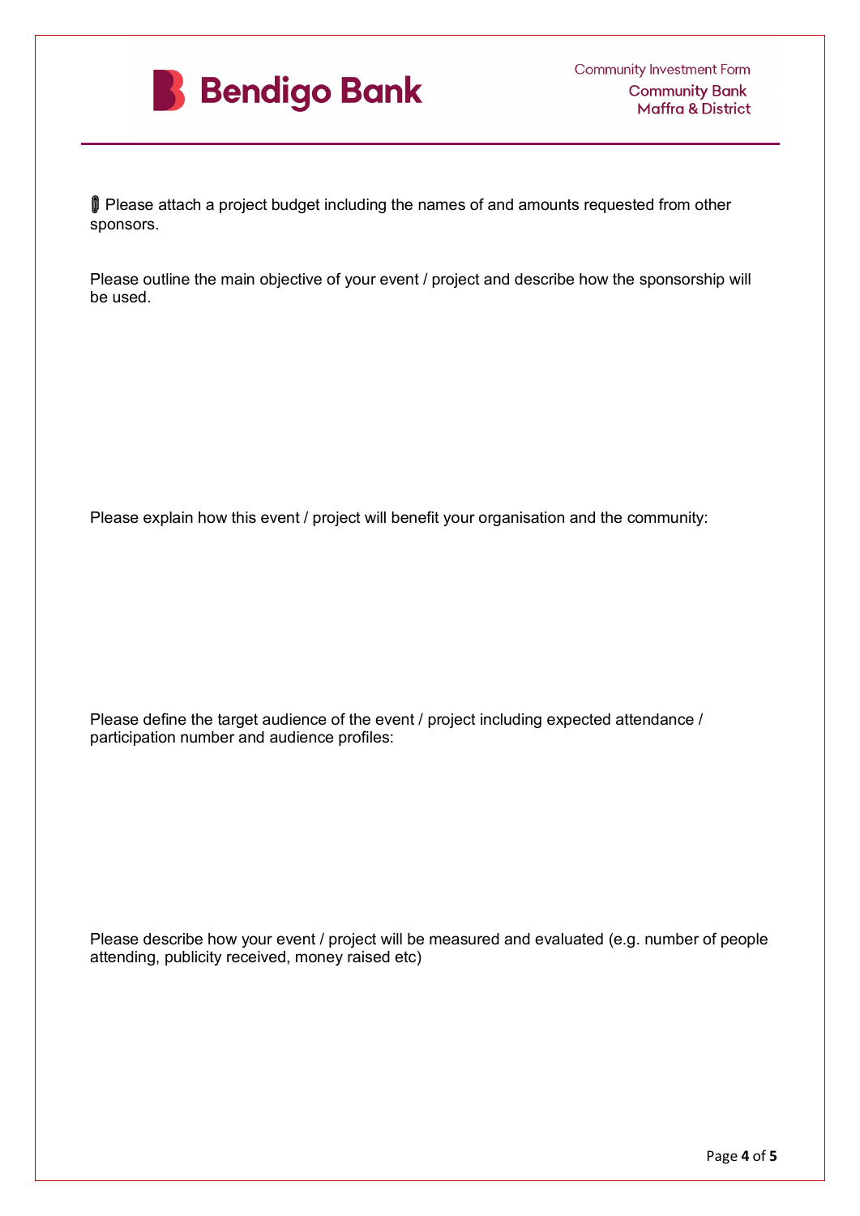📎 Please attach a project budget including the names of and amounts requested from other sponsors.

Please outline the main objective of your event / project and describe how the sponsorship will be used.

Please explain how this event / project will benefit your organisation and the community:

Please define the target audience of the event / project including expected attendance / participation number and audience profiles:

Please describe how your event / project will be measured and evaluated (e.g. number of people attending, publicity received, money raised etc)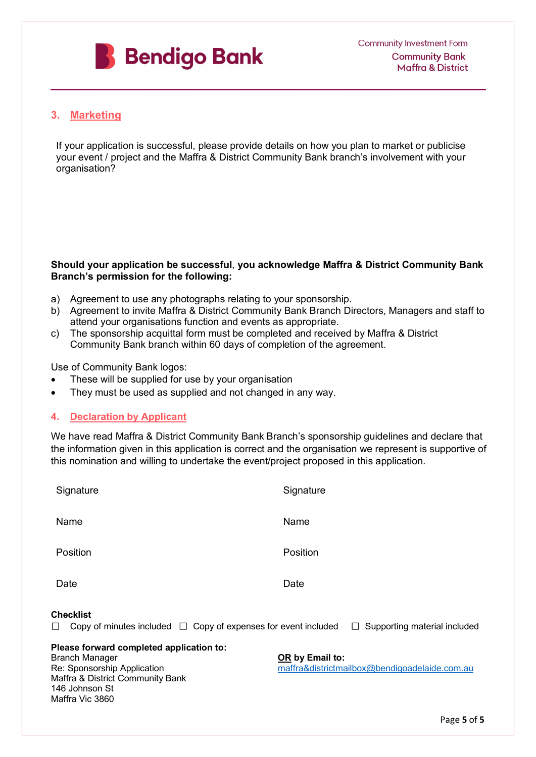## 3. Marketing

If your application is successful, please provide details on how you plan to market or publicise your event / project and the Maffra & District Community Bank branch's involvement with your organisation?

**Should your application be successful, you acknowledge Maffra & District Community Bank Branch's permission for the following:**

a) Agreement to use any photographs relating to your sponsorship.
b) Agreement to invite Maffra & District Community Bank Branch Directors, Managers and staff to attend your organisations function and events as appropriate.
c) The sponsorship acquittal form must be completed and received by Maffra & District Community Bank branch within 60 days of completion of the agreement.

Use of Community Bank logos:

- These will be supplied for use by your organisation
- They must be used as supplied and not changed in any way.

## 4. Declaration by Applicant

We have read Maffra & District Community Bank Branch's sponsorship guidelines and declare that the information given in this application is correct and the organisation we represent is supportive of this nomination and willing to undertake the event/project proposed in this application.

| | |
|---|---|
| Signature | Signature |
| Name | Name |
| Position | Position |
| Date | Date |

**Checklist**

☐ Copy of minutes included ☐ Copy of expenses for event included ☐ Supporting material included

**Please forward completed application to:**
Branch Manager
Re: Sponsorship Application
Maffra & District Community Bank
146 Johnson St
Maffra Vic 3860

**OR by Email to:**
maffra&districtmailbox@bendigoadelaide.com.au